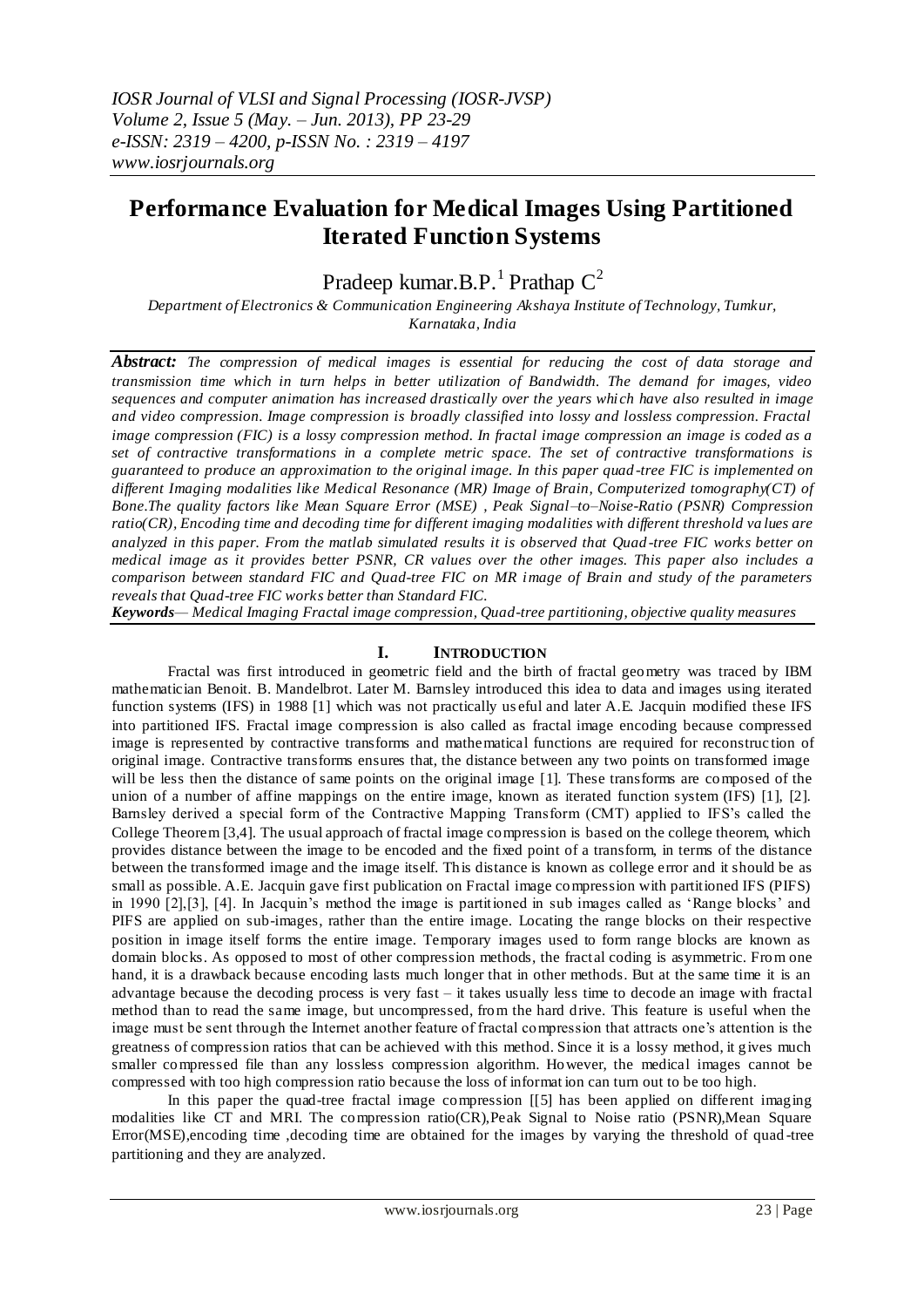# Performance Evaluation for Medical Images Using Partitioned Iterated Function Systems

Pradeep kumar.B.P.[1] Prathap C[2]

*Department of Electronics & Communication Engineering Akshaya Institute of Technology, Tumkur, Karnataka, India*

***Abstract:*** *The compression of medical images is essential for reducing the cost of data storage and transmission time which in turn helps in better utilization of Bandwidth. The demand for images, video sequences and computer animation has increased drastically over the years which have also resulted in image and video compression. Image compression is broadly classified into lossy and lossless compression. Fractal image compression (FIC) is a lossy compression method. In fractal image compression an image is coded as a set of contractive transformations in a complete metric space. The set of contractive transformations is guaranteed to produce an approximation to the original image. In this paper quad-tree FIC is implemented on different Imaging modalities like Medical Resonance (MR) Image of Brain, Computerized tomography(CT) of Bone.The quality factors like Mean Square Error (MSE) , Peak Signal–to–Noise-Ratio (PSNR) Compression ratio(CR), Encoding time and decoding time for different imaging modalities with different threshold values are analyzed in this paper. From the matlab simulated results it is observed that Quad-tree FIC works better on medical image as it provides better PSNR, CR values over the other images. This paper also includes a comparison between standard FIC and Quad-tree FIC on MR image of Brain and study of the parameters reveals that Quad-tree FIC works better than Standard FIC.*

***Keywords***— *Medical Imaging Fractal image compression, Quad-tree partitioning, objective quality measures*

## I. Introduction

Fractal was first introduced in geometric field and the birth of fractal geometry was traced by IBM mathematician Benoit. B. Mandelbrot. Later M. Barnsley introduced this idea to data and images using iterated function systems (IFS) in 1988 [1] which was not practically useful and later A.E. Jacquin modified these IFS into partitioned IFS. Fractal image compression is also called as fractal image encoding because compressed image is represented by contractive transforms and mathematical functions are required for reconstruction of original image. Contractive transforms ensures that, the distance between any two points on transformed image will be less then the distance of same points on the original image [1]. These transforms are composed of the union of a number of affine mappings on the entire image, known as iterated function system (IFS) [1], [2]. Barnsley derived a special form of the Contractive Mapping Transform (CMT) applied to IFS's called the College Theorem [3,4]. The usual approach of fractal image compression is based on the college theorem, which provides distance between the image to be encoded and the fixed point of a transform, in terms of the distance between the transformed image and the image itself. This distance is known as college error and it should be as small as possible. A.E. Jacquin gave first publication on Fractal image compression with partitioned IFS (PIFS) in 1990 [2],[3], [4]. In Jacquin's method the image is partitioned in sub images called as 'Range blocks' and PIFS are applied on sub-images, rather than the entire image. Locating the range blocks on their respective position in image itself forms the entire image. Temporary images used to form range blocks are known as domain blocks. As opposed to most of other compression methods, the fractal coding is asymmetric. From one hand, it is a drawback because encoding lasts much longer that in other methods. But at the same time it is an advantage because the decoding process is very fast – it takes usually less time to decode an image with fractal method than to read the same image, but uncompressed, from the hard drive. This feature is useful when the image must be sent through the Internet another feature of fractal compression that attracts one's attention is the greatness of compression ratios that can be achieved with this method. Since it is a lossy method, it gives much smaller compressed file than any lossless compression algorithm. However, the medical images cannot be compressed with too high compression ratio because the loss of information can turn out to be too high.

In this paper the quad-tree fractal image compression [[5] has been applied on different imaging modalities like CT and MRI. The compression ratio(CR),Peak Signal to Noise ratio (PSNR),Mean Square Error(MSE),encoding time ,decoding time are obtained for the images by varying the threshold of quad-tree partitioning and they are analyzed.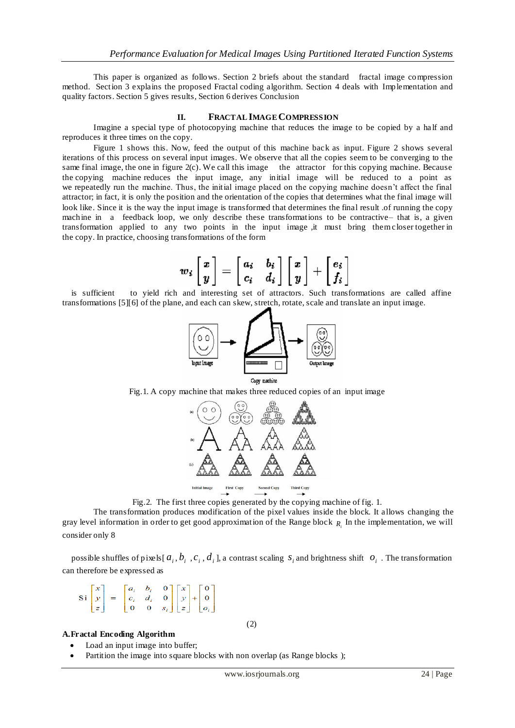This paper is organized as follows. Section 2 briefs about the standard fractal image compression method. Section 3 explains the proposed Fractal coding algorithm. Section 4 deals with Implementation and quality factors. Section 5 gives results, Section 6 derives Conclusion

## II. FRACTAL IMAGE COMPRESSION

Imagine a special type of photocopying machine that reduces the image to be copied by a half and reproduces it three times on the copy.

Figure 1 shows this. Now, feed the output of this machine back as input. Figure 2 shows several iterations of this process on several input images. We observe that all the copies seem to be converging to the same final image, the one in figure 2(c). We call this image the attractor for this copying machine. Because the copying machine reduces the input image, any initial image will be reduced to a point as we repeatedly run the machine. Thus, the initial image placed on the copying machine doesn't affect the final attractor; in fact, it is only the position and the orientation of the copies that determines what the final image will look like. Since it is the way the input image is transformed that determines the final result .of running the copy machine in a feedback loop, we only describe these transformations to be contractive– that is, a given transformation applied to any two points in the input image ,it must bring them closer together in the copy. In practice, choosing transformations of the form

$$w_i \begin{bmatrix} x \\ y \end{bmatrix} = \begin{bmatrix} a_i & b_i \\ c_i & d_i \end{bmatrix} \begin{bmatrix} x \\ y \end{bmatrix} + \begin{bmatrix} e_i \\ f_i \end{bmatrix}$$

is sufficient to yield rich and interesting set of attractors. Such transformations are called affine transformations [5][6] of the plane, and each can skew, stretch, rotate, scale and translate an input image.

Fig.1. A copy machine that makes three reduced copies of an input image

Fig.2. The first three copies generated by the copying machine of fig. 1.

The transformation produces modification of the pixel values inside the block. It allows changing the gray level information in order to get good approximation of the Range block $R_i$ In the implementation, we will consider only 8

possible shuffles of pixels[ $a_i, b_i, c_i, d_i$ ], a contrast scaling $s_i$ and brightness shift $o_i$ . The transformation can therefore be expressed as

$$\text{Si} \begin{bmatrix} x \\ y \\ z \end{bmatrix} = \begin{bmatrix} a_i & b_i & 0 \\ c_i & d_i & 0 \\ 0 & 0 & s_i \end{bmatrix} \begin{bmatrix} x \\ y \\ z \end{bmatrix} + \begin{bmatrix} 0 \\ 0 \\ o_i \end{bmatrix} \qquad (2)$$

### A. Fractal Encoding Algorithm

- Load an input image into buffer;
- Partition the image into square blocks with non overlap (as Range blocks );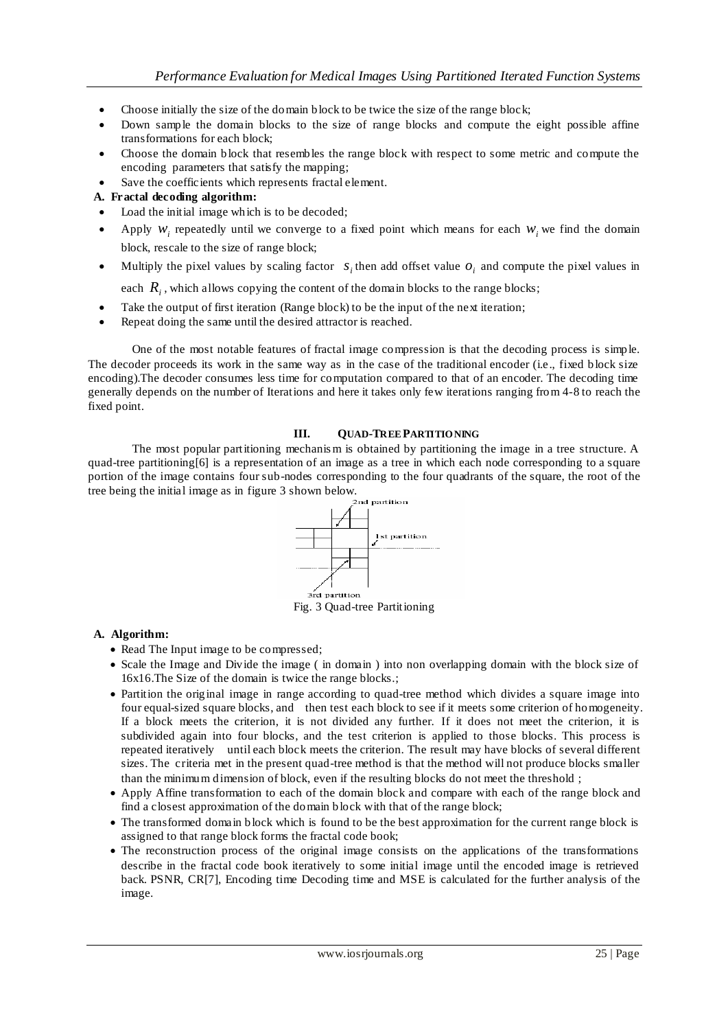- Choose initially the size of the domain block to be twice the size of the range block;
- Down sample the domain blocks to the size of range blocks and compute the eight possible affine transformations for each block;
- Choose the domain block that resembles the range block with respect to some metric and compute the encoding parameters that satisfy the mapping;
- Save the coefficients which represents fractal element.

**A. Fractal decoding algorithm:**

- Load the initial image which is to be decoded;
- Apply $w_i$ repeatedly until we converge to a fixed point which means for each $w_i$ we find the domain block, rescale to the size of range block;
- Multiply the pixel values by scaling factor $s_i$ then add offset value $o_i$ and compute the pixel values in each $R_i$, which allows copying the content of the domain blocks to the range blocks;
- Take the output of first iteration (Range block) to be the input of the next iteration;
- Repeat doing the same until the desired attractor is reached.

One of the most notable features of fractal image compression is that the decoding process is simple. The decoder proceeds its work in the same way as in the case of the traditional encoder (i.e., fixed block size encoding).The decoder consumes less time for computation compared to that of an encoder. The decoding time generally depends on the number of Iterations and here it takes only few iterations ranging from 4-8 to reach the fixed point.

## III. QUAD-TREE PARTITIONING

The most popular partitioning mechanism is obtained by partitioning the image in a tree structure. A quad-tree partitioning[6] is a representation of an image as a tree in which each node corresponding to a square portion of the image contains four sub-nodes corresponding to the four quadrants of the square, the root of the tree being the initial image as in figure 3 shown below.

Fig. 3 Quad-tree Partitioning

**A. Algorithm:**

- Read The Input image to be compressed;
- Scale the Image and Divide the image ( in domain ) into non overlapping domain with the block size of 16x16.The Size of the domain is twice the range blocks.;
- Partition the original image in range according to quad-tree method which divides a square image into four equal-sized square blocks, and then test each block to see if it meets some criterion of homogeneity. If a block meets the criterion, it is not divided any further. If it does not meet the criterion, it is subdivided again into four blocks, and the test criterion is applied to those blocks. This process is repeated iteratively until each block meets the criterion. The result may have blocks of several different sizes. The criteria met in the present quad-tree method is that the method will not produce blocks smaller than the minimum dimension of block, even if the resulting blocks do not meet the threshold ;
- Apply Affine transformation to each of the domain block and compare with each of the range block and find a closest approximation of the domain block with that of the range block;
- The transformed domain block which is found to be the best approximation for the current range block is assigned to that range block forms the fractal code book;
- The reconstruction process of the original image consists on the applications of the transformations describe in the fractal code book iteratively to some initial image until the encoded image is retrieved back. PSNR, CR[7], Encoding time Decoding time and MSE is calculated for the further analysis of the image.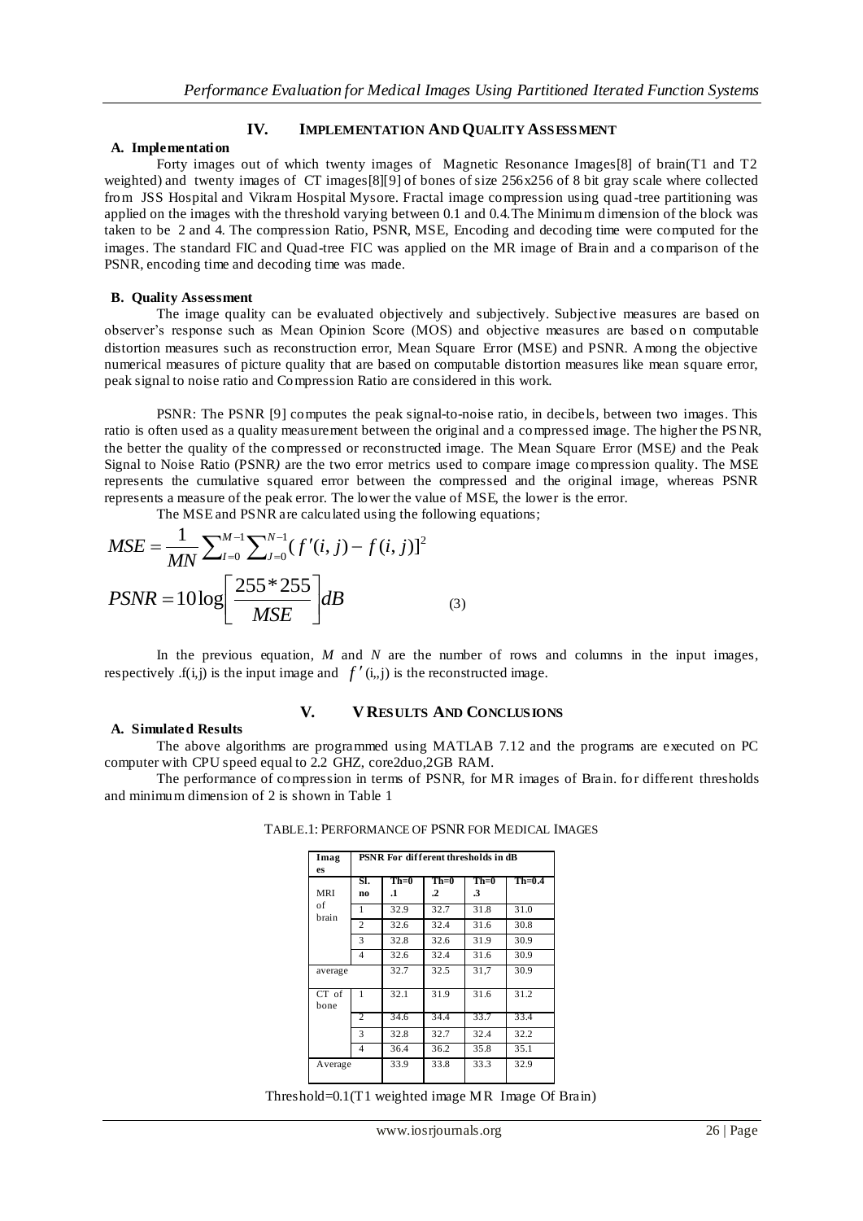## IV. IMPLEMENTATION AND QUALITY ASSESSMENT

### A. Implementation

Forty images out of which twenty images of Magnetic Resonance Images[8] of brain(T1 and T2 weighted) and twenty images of CT images[8][9] of bones of size 256x256 of 8 bit gray scale where collected from JSS Hospital and Vikram Hospital Mysore. Fractal image compression using quad-tree partitioning was applied on the images with the threshold varying between 0.1 and 0.4.The Minimum dimension of the block was taken to be 2 and 4. The compression Ratio, PSNR, MSE, Encoding and decoding time were computed for the images. The standard FIC and Quad-tree FIC was applied on the MR image of Brain and a comparison of the PSNR, encoding time and decoding time was made.

### B. Quality Assessment

The image quality can be evaluated objectively and subjectively. Subjective measures are based on observer's response such as Mean Opinion Score (MOS) and objective measures are based on computable distortion measures such as reconstruction error, Mean Square Error (MSE) and PSNR. Among the objective numerical measures of picture quality that are based on computable distortion measures like mean square error, peak signal to noise ratio and Compression Ratio are considered in this work.

PSNR: The PSNR [9] computes the peak signal-to-noise ratio, in decibels, between two images. This ratio is often used as a quality measurement between the original and a compressed image. The higher the PSNR, the better the quality of the compressed or reconstructed image. The Mean Square Error (MSE) and the Peak Signal to Noise Ratio (PSNR) are the two error metrics used to compare image compression quality. The MSE represents the cumulative squared error between the compressed and the original image, whereas PSNR represents a measure of the peak error. The lower the value of MSE, the lower is the error.

The MSE and PSNR are calculated using the following equations;

$$MSE = \frac{1}{MN}\sum_{I=0}^{M-1}\sum_{J=0}^{N-1}(f'(i,j) - f(i,j)]^2$$

$$PSNR = 10\log\left[\frac{255*255}{MSE}\right]dB \qquad (3)$$

In the previous equation, $M$ and $N$ are the number of rows and columns in the input images, respectively .f(i,j) is the input image and $f'$(i,,j) is the reconstructed image.

## V. V RESULTS AND CONCLUSIONS

### A. Simulated Results

The above algorithms are programmed using MATLAB 7.12 and the programs are executed on PC computer with CPU speed equal to 2.2 GHZ, core2duo,2GB RAM.

The performance of compression in terms of PSNR, for MR images of Brain. for different thresholds and minimum dimension of 2 is shown in Table 1

TABLE.1: PERFORMANCE OF PSNR FOR MEDICAL IMAGES

| Images | PSNR For different thresholds in dB | | | | |
|---|---|---|---|---|---|
| | Sl. no | Th=0.1 | Th=0.2 | Th=0.3 | Th=0.4 |
| MRI of brain | 1 | 32.9 | 32.7 | 31.8 | 31.0 |
| | 2 | 32.6 | 32.4 | 31.6 | 30.8 |
| | 3 | 32.8 | 32.6 | 31.9 | 30.9 |
| | 4 | 32.6 | 32.4 | 31.6 | 30.9 |
| average | | 32.7 | 32.5 | 31,7 | 30.9 |
| CT of bone | 1 | 32.1 | 31.9 | 31.6 | 31.2 |
| | 2 | 34.6 | 34.4 | 33.7 | 33.4 |
| | 3 | 32.8 | 32.7 | 32.4 | 32.2 |
| | 4 | 36.4 | 36.2 | 35.8 | 35.1 |
| Average | | 33.9 | 33.8 | 33.3 | 32.9 |

Threshold=0.1(T1 weighted image MR Image Of Brain)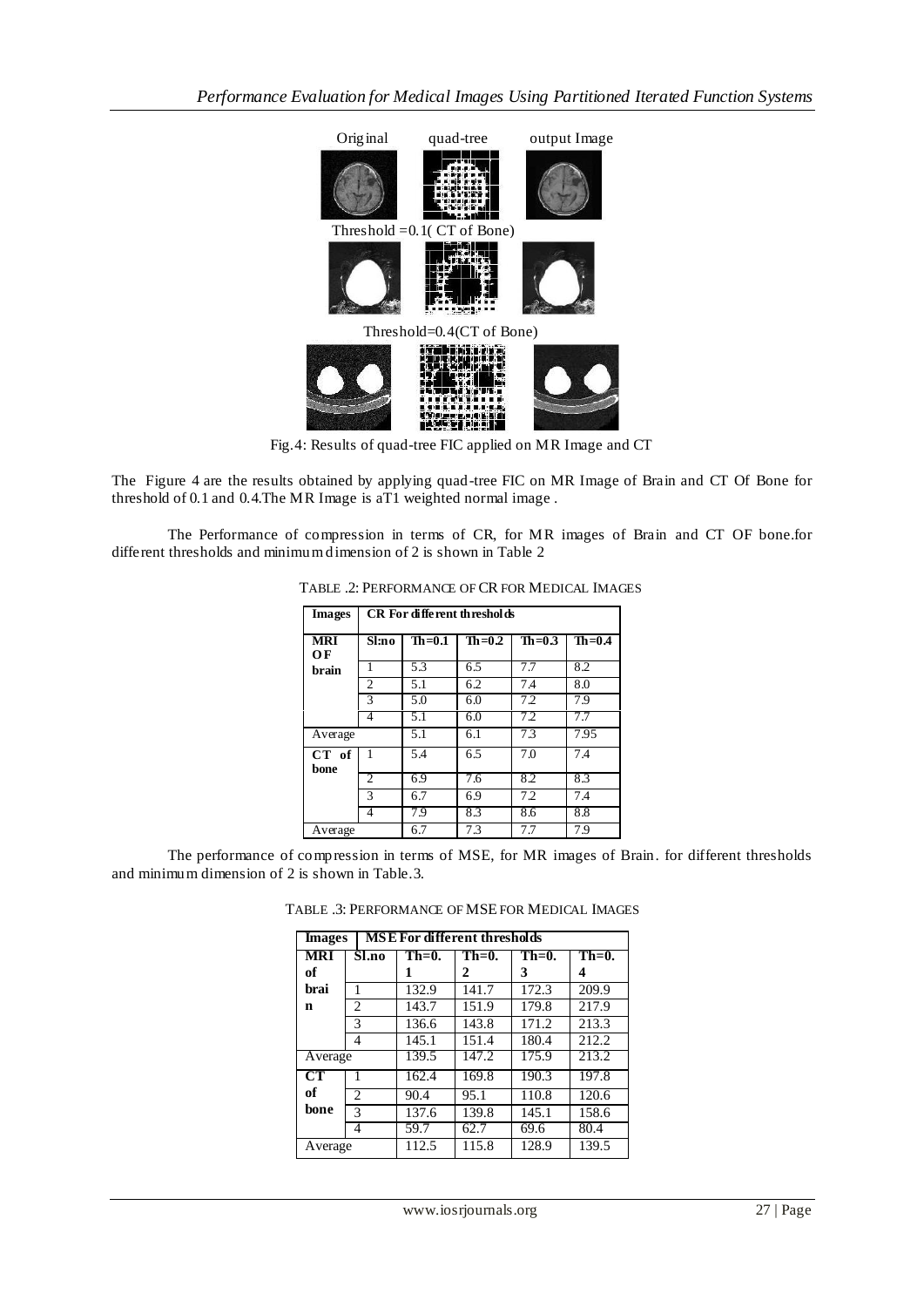Original quad-tree output Image

Threshold =0.1( CT of Bone)

Threshold=0.4(CT of Bone)

Fig.4: Results of quad-tree FIC applied on MR Image and CT

The Figure 4 are the results obtained by applying quad-tree FIC on MR Image of Brain and CT Of Bone for threshold of 0.1 and 0.4.The MR Image is aT1 weighted normal image .

The Performance of compression in terms of CR, for MR images of Brain and CT OF bone.for different thresholds and minimum dimension of 2 is shown in Table 2

TABLE .2: PERFORMANCE OF CR FOR MEDICAL IMAGES

| Images | CR For different thresholds | | | | |
|---|---|---|---|---|---|
| MRI OF brain | Sl:no | Th=0.1 | Th=0.2 | Th=0.3 | Th=0.4 |
| | 1 | 5.3 | 6.5 | 7.7 | 8.2 |
| | 2 | 5.1 | 6.2 | 7.4 | 8.0 |
| | 3 | 5.0 | 6.0 | 7.2 | 7.9 |
| | 4 | 5.1 | 6.0 | 7.2 | 7.7 |
| Average | | 5.1 | 6.1 | 7.3 | 7.95 |
| CT of bone | 1 | 5.4 | 6.5 | 7.0 | 7.4 |
| | 2 | 6.9 | 7.6 | 8.2 | 8.3 |
| | 3 | 6.7 | 6.9 | 7.2 | 7.4 |
| | 4 | 7.9 | 8.3 | 8.6 | 8.8 |
| Average | | 6.7 | 7.3 | 7.7 | 7.9 |

The performance of compression in terms of MSE, for MR images of Brain. for different thresholds and minimum dimension of 2 is shown in Table.3.

TABLE .3: PERFORMANCE OF MSE FOR MEDICAL IMAGES

| Images | MSE For different thresholds | | | | |
|---|---|---|---|---|---|
| MRI of brain | Sl.no | Th=0.1 | Th=0.2 | Th=0.3 | Th=0.4 |
| | 1 | 132.9 | 141.7 | 172.3 | 209.9 |
| | 2 | 143.7 | 151.9 | 179.8 | 217.9 |
| | 3 | 136.6 | 143.8 | 171.2 | 213.3 |
| | 4 | 145.1 | 151.4 | 180.4 | 212.2 |
| Average | | 139.5 | 147.2 | 175.9 | 213.2 |
| CT of bone | 1 | 162.4 | 169.8 | 190.3 | 197.8 |
| | 2 | 90.4 | 95.1 | 110.8 | 120.6 |
| | 3 | 137.6 | 139.8 | 145.1 | 158.6 |
| | 4 | 59.7 | 62.7 | 69.6 | 80.4 |
| Average | | 112.5 | 115.8 | 128.9 | 139.5 |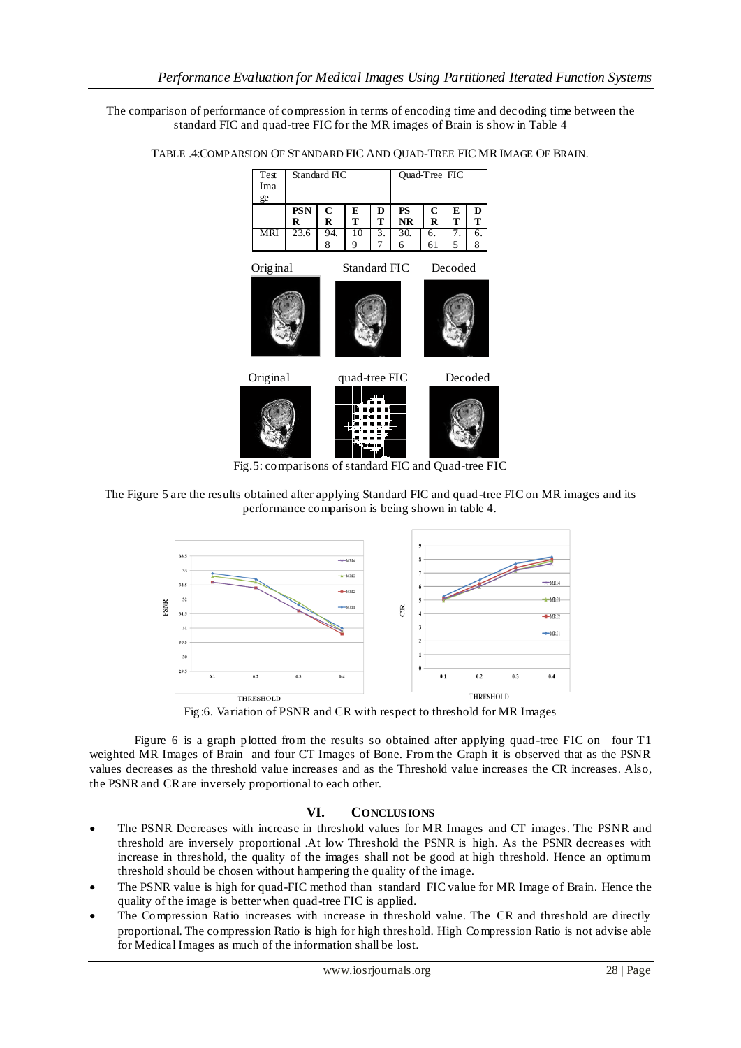The comparison of performance of compression in terms of encoding time and decoding time between the standard FIC and quad-tree FIC for the MR images of Brain is show in Table 4

TABLE .4:COMPARSION OF STANDARD FIC AND QUAD-TREE FIC MR IMAGE OF BRAIN.

| Test Image | Standard FIC | | | | Quad-Tree FIC | | | |
|---|---|---|---|---|---|---|---|---|
| | PSNR | CR | ET | DT | PSNR | CR | ET | DT |
| MRI | 23.6 | 94.8 | 109 | 3.7 | 30.6 | 6.61 | 7.5 | 6.8 |

Original Standard FIC Decoded

Original quad-tree FIC Decoded

Fig.5: comparisons of standard FIC and Quad-tree FIC

The Figure 5 are the results obtained after applying Standard FIC and quad-tree FIC on MR images and its performance comparison is being shown in table 4.

Fig:6. Variation of PSNR and CR with respect to threshold for MR Images

Figure 6 is a graph plotted from the results so obtained after applying quad-tree FIC on four T1 weighted MR Images of Brain and four CT Images of Bone. From the Graph it is observed that as the PSNR values decreases as the threshold value increases and as the Threshold value increases the CR increases. Also, the PSNR and CR are inversely proportional to each other.

## VI. CONCLUSIONS

- The PSNR Decreases with increase in threshold values for MR Images and CT images. The PSNR and threshold are inversely proportional .At low Threshold the PSNR is high. As the PSNR decreases with increase in threshold, the quality of the images shall not be good at high threshold. Hence an optimum threshold should be chosen without hampering the quality of the image.
- The PSNR value is high for quad-FIC method than standard FIC value for MR Image of Brain. Hence the quality of the image is better when quad-tree FIC is applied.
- The Compression Ratio increases with increase in threshold value. The CR and threshold are directly proportional. The compression Ratio is high for high threshold. High Compression Ratio is not advise able for Medical Images as much of the information shall be lost.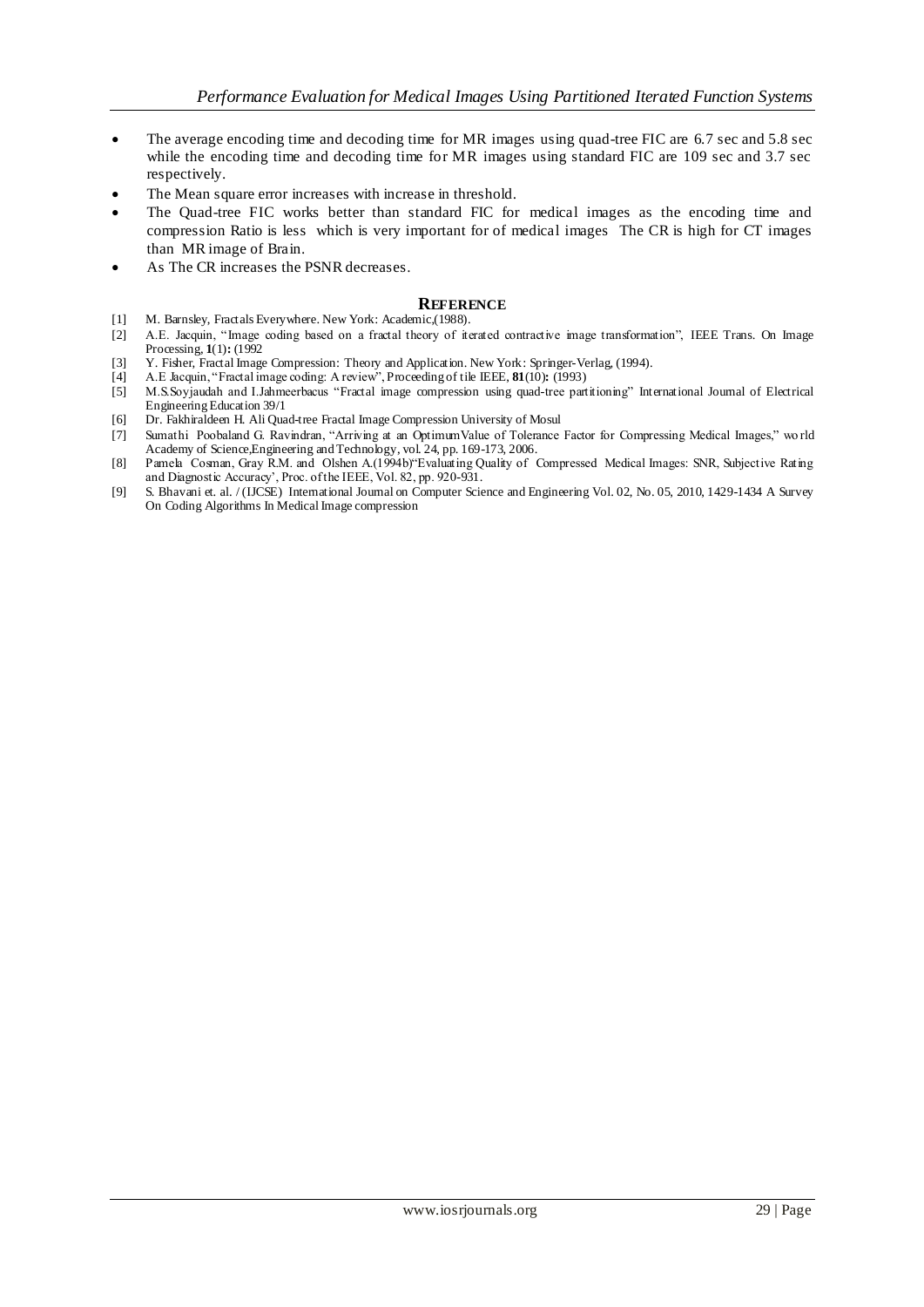- The average encoding time and decoding time for MR images using quad-tree FIC are 6.7 sec and 5.8 sec while the encoding time and decoding time for MR images using standard FIC are 109 sec and 3.7 sec respectively.
- The Mean square error increases with increase in threshold.
- The Quad-tree FIC works better than standard FIC for medical images as the encoding time and compression Ratio is less which is very important for of medical images The CR is high for CT images than MR image of Brain.
- As The CR increases the PSNR decreases.

## REFERENCE

[1] M. Barnsley, Fractals Everywhere. New York: Academic,(1988).

[2] A.E. Jacquin, "Image coding based on a fractal theory of iterated contractive image transformation", IEEE Trans. On Image Processing, **1**(1)**:** (1992

[3] Y. Fisher, Fractal Image Compression: Theory and Application. New York: Springer-Verlag, (1994).

[4] A.E Jacquin, "Fractal image coding: A review", Proceeding of tile IEEE, **81**(10)**:** (1993)

[5] M.S.Soyjaudah and I.Jahmeerbacus "Fractal image compression using quad-tree partitioning" International Journal of Electrical Engineering Education 39/1

[6] Dr. Fakhiraldeen H. Ali Quad-tree Fractal Image Compression University of Mosul

[7] Sumathi Poobaland G. Ravindran, "Arriving at an OptimumValue of Tolerance Factor for Compressing Medical Images," world Academy of Science,Engineering and Technology, vol. 24, pp. 169-173, 2006.

[8] Pamela Cosman, Gray R.M. and Olshen A.(1994b)"Evaluating Quality of Compressed Medical Images: SNR, Subjective Rating and Diagnostic Accuracy', Proc. of the IEEE, Vol. 82, pp. 920-931.

[9] S. Bhavani et. al. / (IJCSE) International Journal on Computer Science and Engineering Vol. 02, No. 05, 2010, 1429-1434 A Survey On Coding Algorithms In Medical Image compression